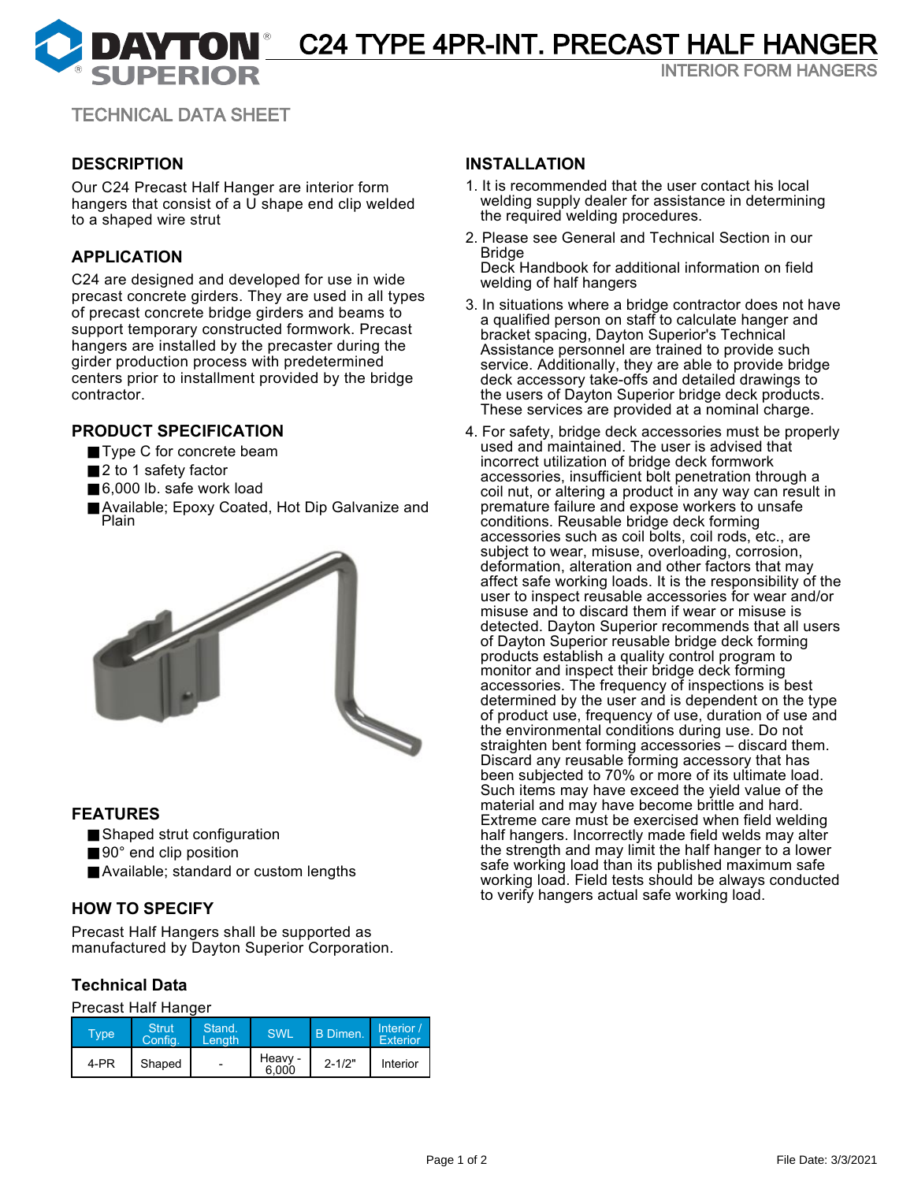# C24 TYPE 4PR-INT. PRECAST HALF HANGER

INTERIOR FORM HANGERS

TECHNICAL DATA SHEET

## DESCRIPTION

Our C24 Precast Half Hanger are interior form hangers that consist of a U shape end clip welded to a shaped wire strut

## APPLICATION

C24 are designed and developed for use in wide precast concrete girders. They are used in all types of precast concrete bridge girders and beams to support temporary constructed formwork. Precast hangers are installed by the precaster during the girder production process with predetermined centers prior to installment provided by the bridge contractor.

## PRODUCT SPECIFICATION

- Type C for concrete beam
- 2 to 1 safety factor
- 6,000 lb. safe work load
- Available; Epoxy Coated, Hot Dip Galvanize and Plain

## FEATURES

- Shaped strut configuration
- 90° end clip position
- Available; standard or custom lengths

## HOW TO SPECIFY

Precast Half Hangers shall be supported as manufactured by Dayton Superior Corporation.

## Technical Data

Precast Half Hanger

| Type | Strut Config. | Stand. Length | SWL | B Dimen. | Interior / Exterior |
|---|---|---|---|---|---|
| 4-PR | Shaped | - | Heavy - 6,000 | 2-1/2" | Interior |

## INSTALLATION

1. It is recommended that the user contact his local welding supply dealer for assistance in determining the required welding procedures.
2. Please see General and Technical Section in our Bridge Deck Handbook for additional information on field welding of half hangers
3. In situations where a bridge contractor does not have a qualified person on staff to calculate hanger and bracket spacing, Dayton Superior's Technical Assistance personnel are trained to provide such service. Additionally, they are able to provide bridge deck accessory take-offs and detailed drawings to the users of Dayton Superior bridge deck products. These services are provided at a nominal charge.
4. For safety, bridge deck accessories must be properly used and maintained. The user is advised that incorrect utilization of bridge deck formwork accessories, insufficient bolt penetration through a coil nut, or altering a product in any way can result in premature failure and expose workers to unsafe conditions. Reusable bridge deck forming accessories such as coil bolts, coil rods, etc., are subject to wear, misuse, overloading, corrosion, deformation, alteration and other factors that may affect safe working loads. It is the responsibility of the user to inspect reusable accessories for wear and/or misuse and to discard them if wear or misuse is detected. Dayton Superior recommends that all users of Dayton Superior reusable bridge deck forming products establish a quality control program to monitor and inspect their bridge deck forming accessories. The frequency of inspections is best determined by the user and is dependent on the type of product use, frequency of use, duration of use and the environmental conditions during use. Do not straighten bent forming accessories – discard them. Discard any reusable forming accessory that has been subjected to 70% or more of its ultimate load. Such items may have exceed the yield value of the material and may have become brittle and hard. Extreme care must be exercised when field welding half hangers. Incorrectly made field welds may alter the strength and may limit the half hanger to a lower safe working load than its published maximum safe working load. Field tests should be always conducted to verify hangers actual safe working load.

File Date: 3/3/2021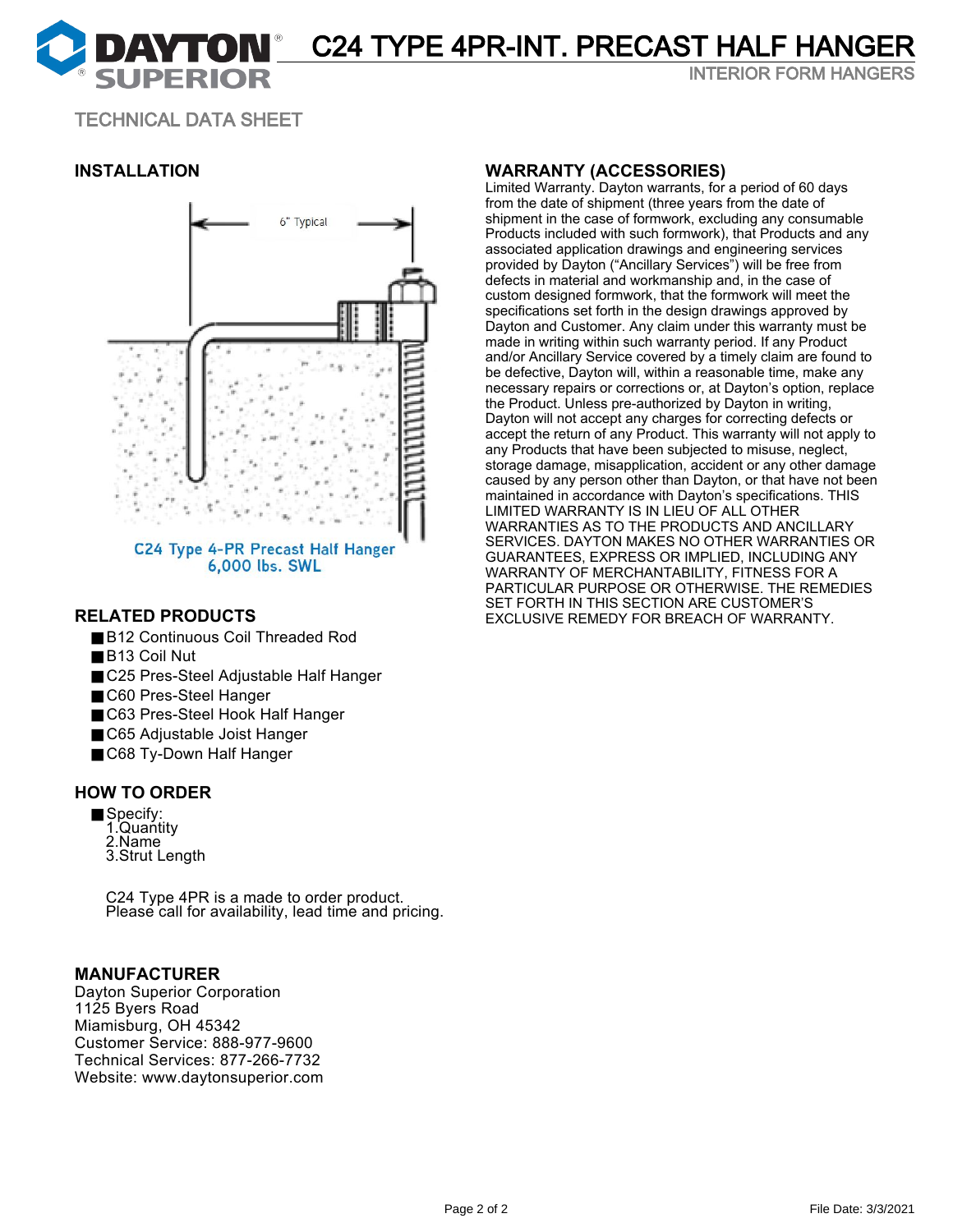# C24 TYPE 4PR-INT. PRECAST HALF HANGER

INTERIOR FORM HANGERS

TECHNICAL DATA SHEET

## INSTALLATION

6" Typical

C24 Type 4-PR Precast Half Hanger
6,000 lbs. SWL

## RELATED PRODUCTS

- B12 Continuous Coil Threaded Rod
- B13 Coil Nut
- C25 Pres-Steel Adjustable Half Hanger
- C60 Pres-Steel Hanger
- C63 Pres-Steel Hook Half Hanger
- C65 Adjustable Joist Hanger
- C68 Ty-Down Half Hanger

## HOW TO ORDER

- Specify:
  1. Quantity
  2. Name
  3. Strut Length

C24 Type 4PR is a made to order product.
Please call for availability, lead time and pricing.

## MANUFACTURER

Dayton Superior Corporation
1125 Byers Road
Miamisburg, OH 45342
Customer Service: 888-977-9600
Technical Services: 877-266-7732
Website: www.daytonsuperior.com

## WARRANTY (ACCESSORIES)

Limited Warranty. Dayton warrants, for a period of 60 days from the date of shipment (three years from the date of shipment in the case of formwork, excluding any consumable Products included with such formwork), that Products and any associated application drawings and engineering services provided by Dayton ("Ancillary Services") will be free from defects in material and workmanship and, in the case of custom designed formwork, that the formwork will meet the specifications set forth in the design drawings approved by Dayton and Customer. Any claim under this warranty must be made in writing within such warranty period. If any Product and/or Ancillary Service covered by a timely claim are found to be defective, Dayton will, within a reasonable time, make any necessary repairs or corrections or, at Dayton's option, replace the Product. Unless pre-authorized by Dayton in writing, Dayton will not accept any charges for correcting defects or accept the return of any Product. This warranty will not apply to any Products that have been subjected to misuse, neglect, storage damage, misapplication, accident or any other damage caused by any person other than Dayton, or that have not been maintained in accordance with Dayton's specifications. THIS LIMITED WARRANTY IS IN LIEU OF ALL OTHER WARRANTIES AS TO THE PRODUCTS AND ANCILLARY SERVICES. DAYTON MAKES NO OTHER WARRANTIES OR GUARANTEES, EXPRESS OR IMPLIED, INCLUDING ANY WARRANTY OF MERCHANTABILITY, FITNESS FOR A PARTICULAR PURPOSE OR OTHERWISE. THE REMEDIES SET FORTH IN THIS SECTION ARE CUSTOMER'S EXCLUSIVE REMEDY FOR BREACH OF WARRANTY.

File Date: 3/3/2021